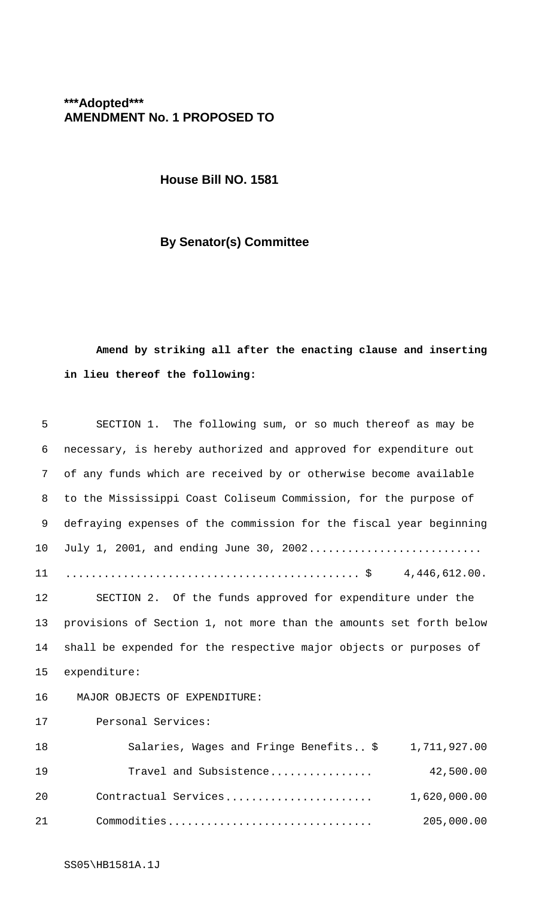**\*\*\*Adopted\*\*\***
**AMENDMENT No. 1 PROPOSED TO**

**House Bill NO. 1581**

**By Senator(s) Committee**

**Amend by striking all after the enacting clause and inserting in lieu thereof the following:**

SECTION 1. The following sum, or so much thereof as may be necessary, is hereby authorized and approved for expenditure out of any funds which are received by or otherwise become available to the Mississippi Coast Coliseum Commission, for the purpose of defraying expenses of the commission for the fiscal year beginning July 1, 2001, and ending June 30, 2002........................... ............................................ $ 4,446,612.00.

SECTION 2. Of the funds approved for expenditure under the provisions of Section 1, not more than the amounts set forth below shall be expended for the respective major objects or purposes of expenditure:

MAJOR OBJECTS OF EXPENDITURE:

Personal Services:

| | |
|---|---|
| Salaries, Wages and Fringe Benefits.. $ | 1,711,927.00 |
| Travel and Subsistence................ | 42,500.00 |
| Contractual Services....................... | 1,620,000.00 |
| Commodities................................ | 205,000.00 |

SS05\HB1581A.1J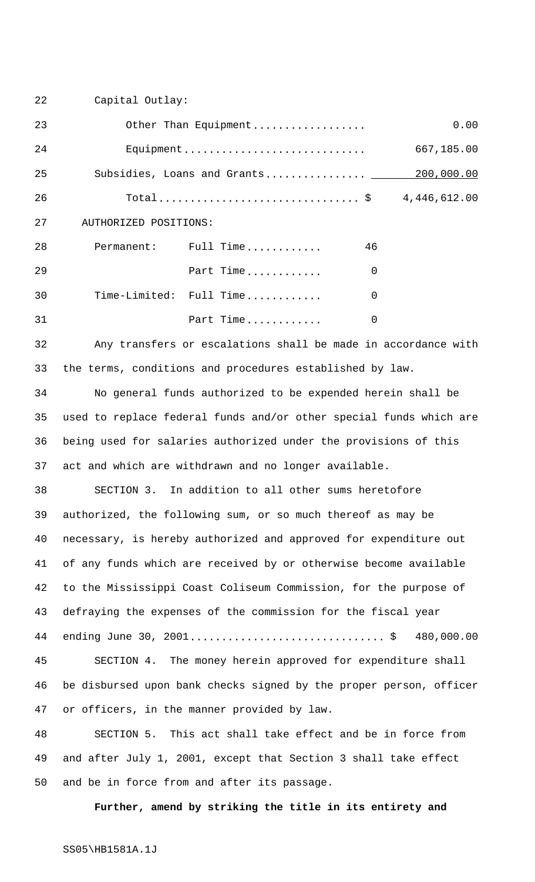Capital Outlay:

| | |
|---|---|
| Other Than Equipment.................. | 0.00 |
| Equipment............................. | 667,185.00 |
| Subsidies, Loans and Grants................ | 200,000.00 |
| Total................................ $ | 4,446,612.00 |

AUTHORIZED POSITIONS:

| | | |
|---|---|---|
| Permanent: | Full Time............ | 46 |
| | Part Time............ | 0 |
| Time-Limited: | Full Time............ | 0 |
| | Part Time............ | 0 |

Any transfers or escalations shall be made in accordance with the terms, conditions and procedures established by law.

No general funds authorized to be expended herein shall be used to replace federal funds and/or other special funds which are being used for salaries authorized under the provisions of this act and which are withdrawn and no longer available.

SECTION 3. In addition to all other sums heretofore authorized, the following sum, or so much thereof as may be necessary, is hereby authorized and approved for expenditure out of any funds which are received by or otherwise become available to the Mississippi Coast Coliseum Commission, for the purpose of defraying the expenses of the commission for the fiscal year ending June 30, 2001.............................. $ 480,000.00

SECTION 4. The money herein approved for expenditure shall be disbursed upon bank checks signed by the proper person, officer or officers, in the manner provided by law.

SECTION 5. This act shall take effect and be in force from and after July 1, 2001, except that Section 3 shall take effect and be in force from and after its passage.

**Further, amend by striking the title in its entirety and**

SS05\HB1581A.1J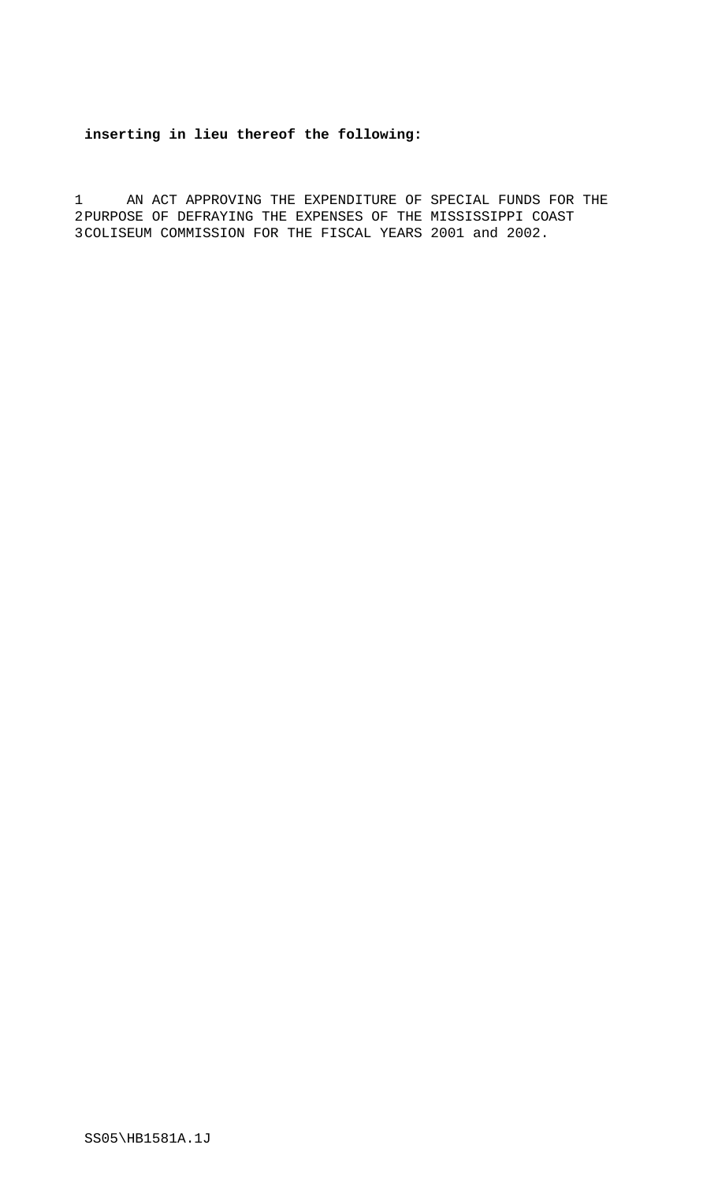**inserting in lieu thereof the following:**

1 AN ACT APPROVING THE EXPENDITURE OF SPECIAL FUNDS FOR THE
2 PURPOSE OF DEFRAYING THE EXPENSES OF THE MISSISSIPPI COAST
3 COLISEUM COMMISSION FOR THE FISCAL YEARS 2001 and 2002.

SS05\HB1581A.1J